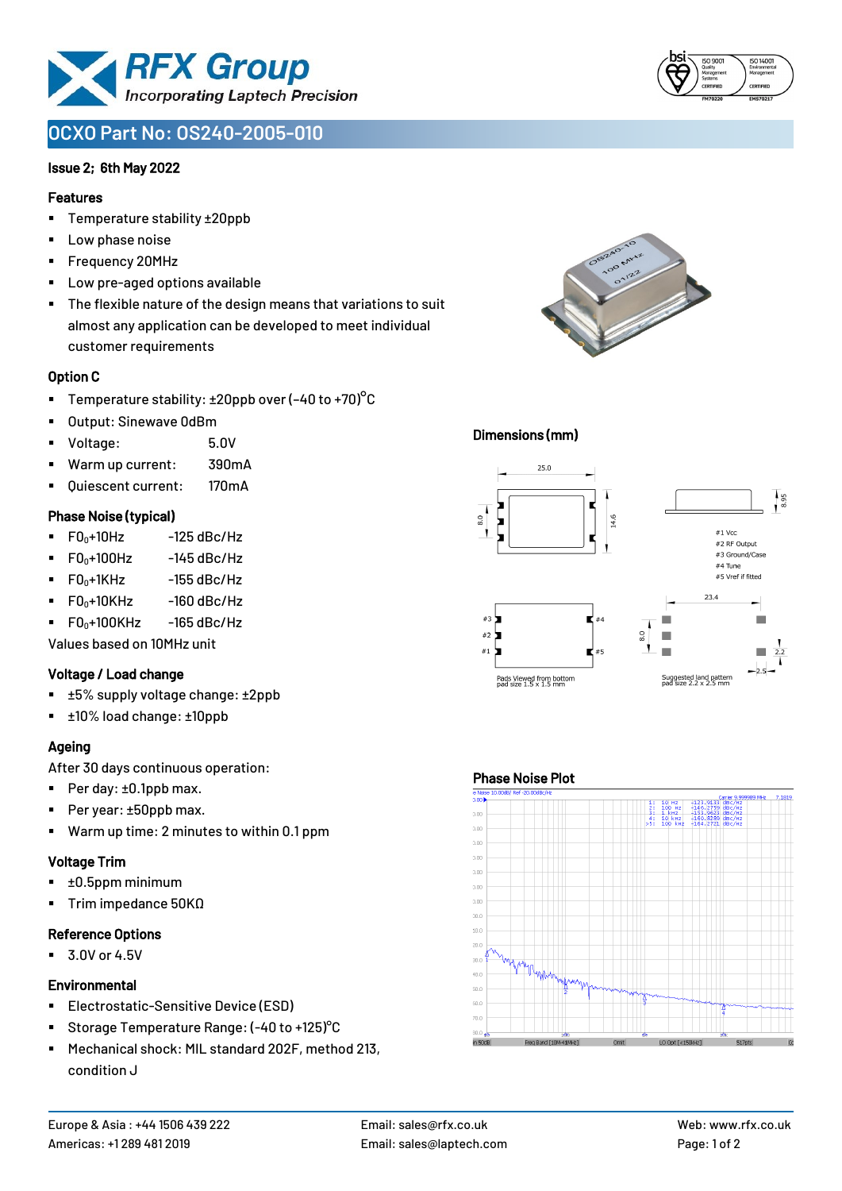# OCXO Part No: OS240-2005-010

**Issue 2; 6th May 2022**

## Features

- Temperature stability ±20ppb
- Low phase noise
- Frequency 20MHz
- Low pre-aged options available
- The flexible nature of the design means that variations to suit almost any application can be developed to meet individual customer requirements

## Option C

- Temperature stability: ±20ppb over (-40 to +70)°C
- Output: Sinewave 0dBm
- Voltage: 5.0V
- Warm up current: 390mA
- Quiescent current: 170mA

## Phase Noise (typical)

- $F0_0$+10Hz -125 dBc/Hz
- $F0_0$+100Hz -145 dBc/Hz
- $F0_0$+1KHz -155 dBc/Hz
- $F0_0$+10KHz -160 dBc/Hz
- $F0_0$+100KHz -165 dBc/Hz

Values based on 10MHz unit

## Voltage / Load change

- ±5% supply voltage change: ±2ppb
- ±10% load change: ±10ppb

## Ageing

After 30 days continuous operation:

- Per day: ±0.1ppb max.
- Per year: ±50ppb max.
- Warm up time: 2 minutes to within 0.1 ppm

## Voltage Trim

- ±0.5ppm minimum
- Trim impedance 50KΩ

## Reference Options

- 3.0V or 4.5V

## Environmental

- Electrostatic-Sensitive Device (ESD)
- Storage Temperature Range: (-40 to +125)°C
- Mechanical shock: MIL standard 202F, method 213, condition J

## Dimensions (mm)

#1 Vcc
#2 RF Output
#3 Ground/Case
#4 Tune
#5 Vref if fitted

Pads Viewed from bottom pad size 1.5 x 1.5 mm

Suggested land pattern pad size 2.2 x 2.5 mm

## Phase Noise Plot

| Marker | Offset | Value |
|---|---|---|
| 1: | 10 Hz | -123.9133 dBc/Hz |
| 2: | 100 Hz | -146.2759 dBc/Hz |
| 3: | 1 kHz | -153.9623 dBc/Hz |
| 4: | 10 kHz | -160.8280 dBc/Hz |
| >5: | 100 kHz | -164.2721 dBc/Hz |

Europe & Asia : +44 1506 439 222
Americas: +1 289 481 2019
Email: sales@rfx.co.uk
Email: sales@laptech.com
Web: www.rfx.co.uk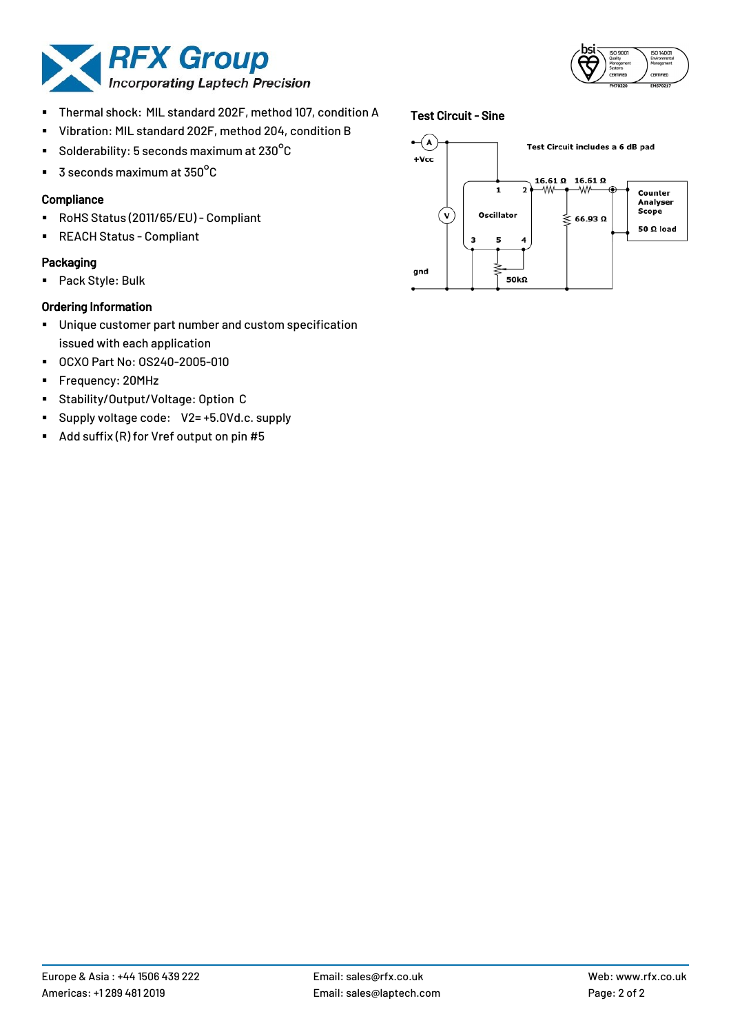- Thermal shock: MIL standard 202F, method 107, condition A
- Vibration: MIL standard 202F, method 204, condition B
- Solderability: 5 seconds maximum at 230°C
- 3 seconds maximum at 350°C

## Compliance

- RoHS Status (2011/65/EU) - Compliant
- REACH Status - Compliant

## Packaging

- Pack Style: Bulk

## Ordering Information

- Unique customer part number and custom specification issued with each application
- OCXO Part No: OS240-2005-010
- Frequency: 20MHz
- Stability/Output/Voltage: Option C
- Supply voltage code: V2= +5.0Vd.c. supply
- Add suffix (R) for Vref output on pin #5

## Test Circuit - Sine

Test Circuit includes a 6 dB pad

A
+Vcc
V
gnd
1
2
Oscillator
3
5
4
50kΩ
16.61 Ω
16.61 Ω
66.93 Ω
Counter
Analyser
Scope
50 Ω load